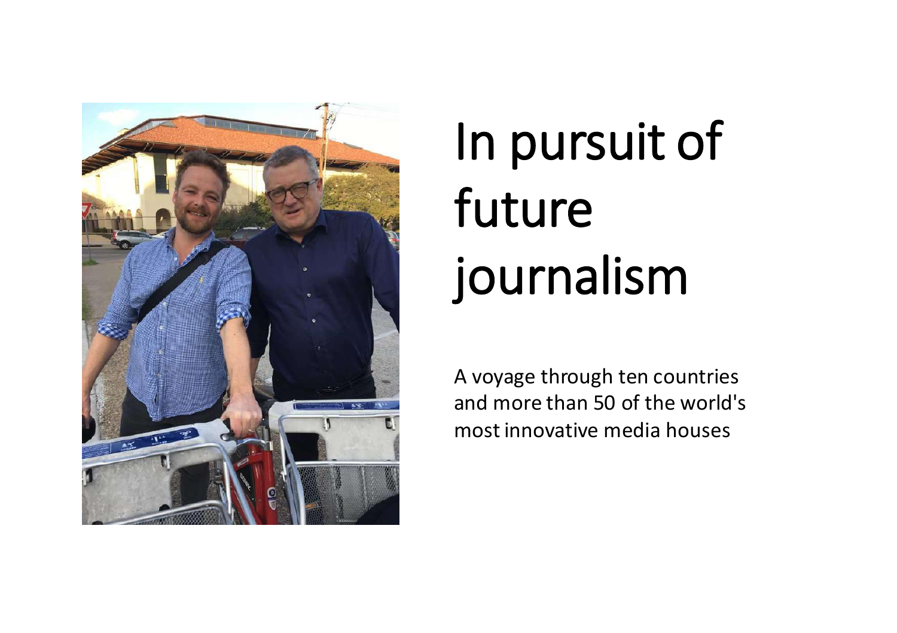# In pursuit of future journalism

A voyage through ten countries and more than 50 of the world's most innovative media houses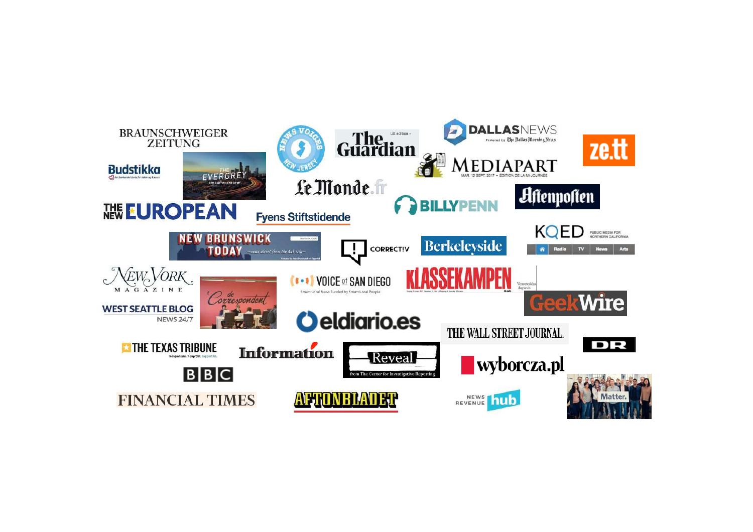- BRAUNSCHWEIGER ZEITUNG
- News Voices New Jersey
- The Guardian
- DALLASNEWS
- ze.tt
- Budstikka
- The Evergrey
- Le Monde.fr
- MEDIAPART
- BILLYPENN
- Aftenposten
- THE NEW EUROPEAN
- Fyens Stiftstidende
- KQED
- NEW BRUNSWICK TODAY
- CORRECT!V
- Berkeleyside
- New York Magazine
- De Correspondent
- VOICE of SAN DIEGO
- KLASSEKAMPEN
- GeekWire
- WEST SEATTLE BLOG
- eldiario.es
- THE WALL STREET JOURNAL
- THE TEXAS TRIBUNE
- Information
- Reveal
- wyborcza.pl
- DR
- BBC
- FINANCIAL TIMES
- AFTONBLADET
- NEWS REVENUE hub
- Matter.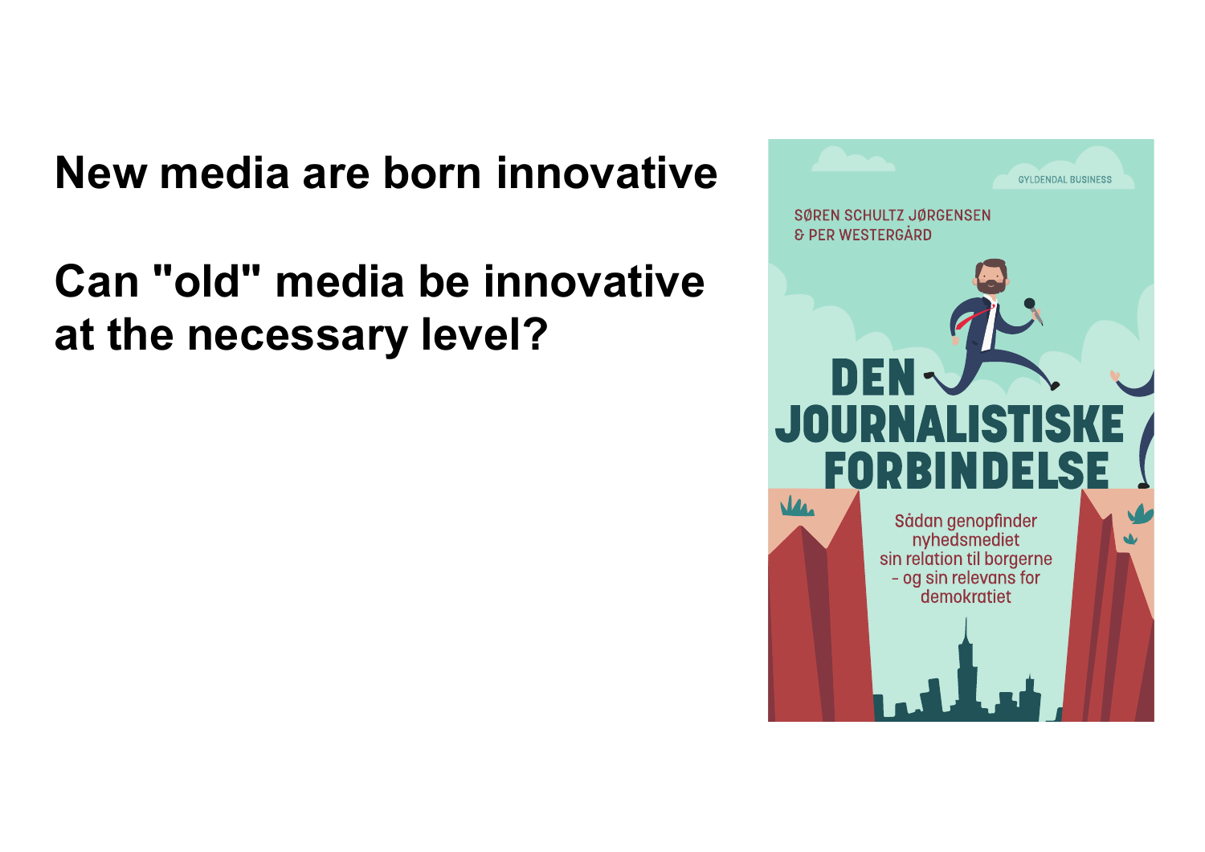**New media are born innovative**

**Can "old" media be innovative at the necessary level?**

GYLDENDAL BUSINESS

SØREN SCHULTZ JØRGENSEN
& PER WESTERGÅRD

DEN JOURNALISTISKE FORBINDELSE

Sådan genopfinder nyhedsmediet sin relation til borgerne – og sin relevans for demokratiet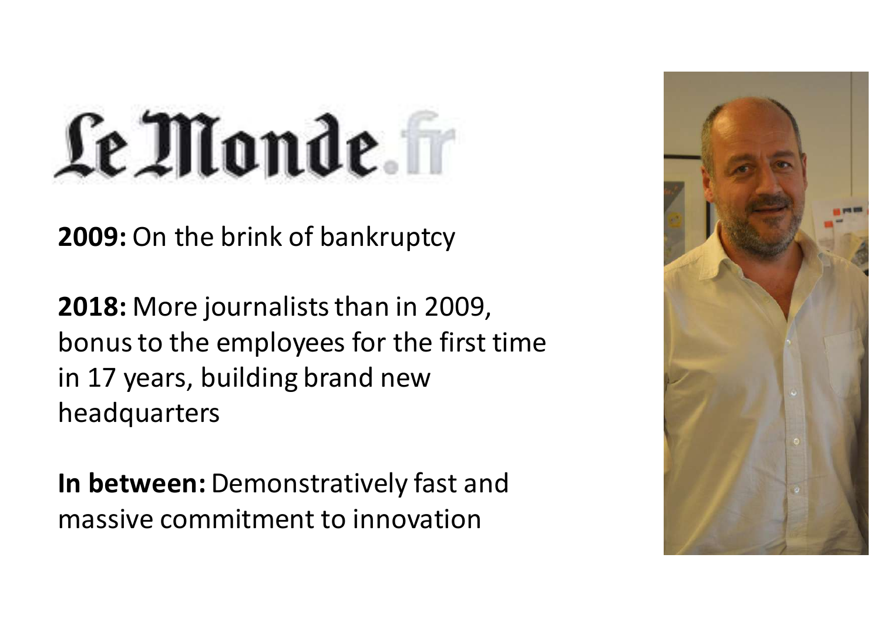# Le Monde.fr

**2009:** On the brink of bankruptcy

**2018:** More journalists than in 2009, bonus to the employees for the first time in 17 years, building brand new headquarters

**In between:** Demonstratively fast and massive commitment to innovation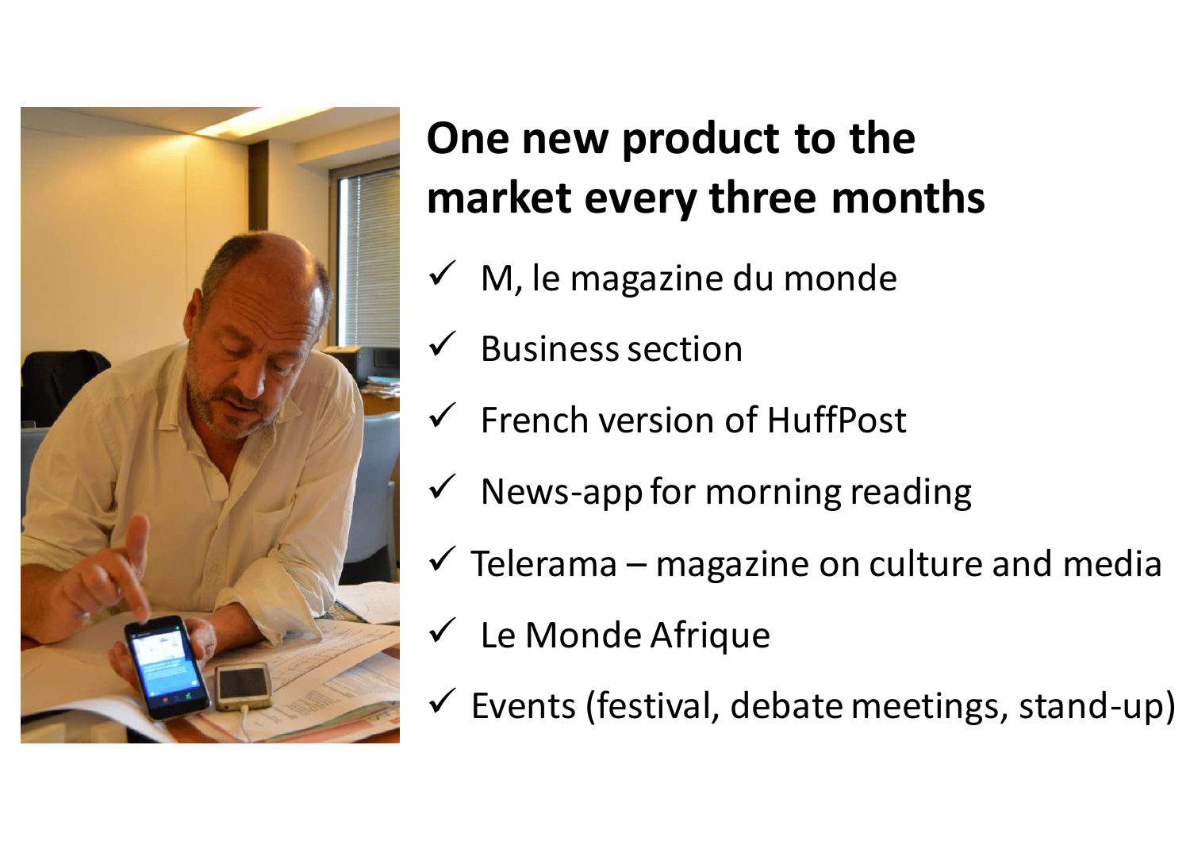# One new product to the market every three months

- ✓ M, le magazine du monde
- ✓ Business section
- ✓ French version of HuffPost
- ✓ News-app for morning reading
- ✓ Telerama – magazine on culture and media
- ✓ Le Monde Afrique
- ✓ Events (festival, debate meetings, stand-up)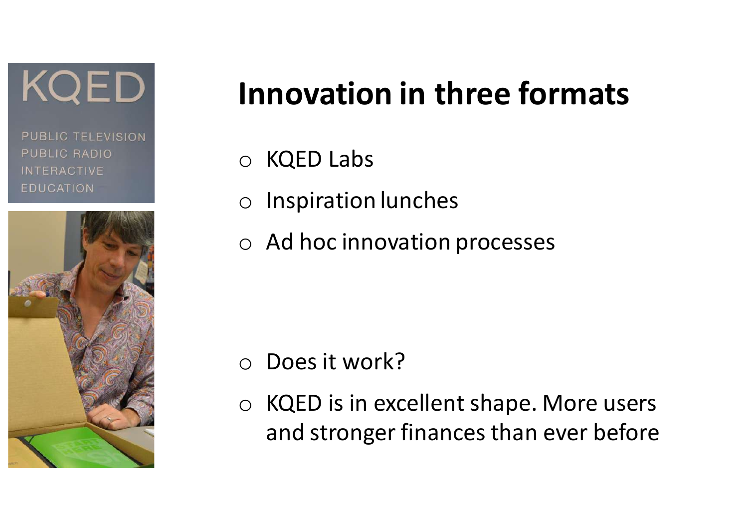# Innovation in three formats

- KQED Labs
- Inspiration lunches
- Ad hoc innovation processes

- Does it work?
- KQED is in excellent shape. More users and stronger finances than ever before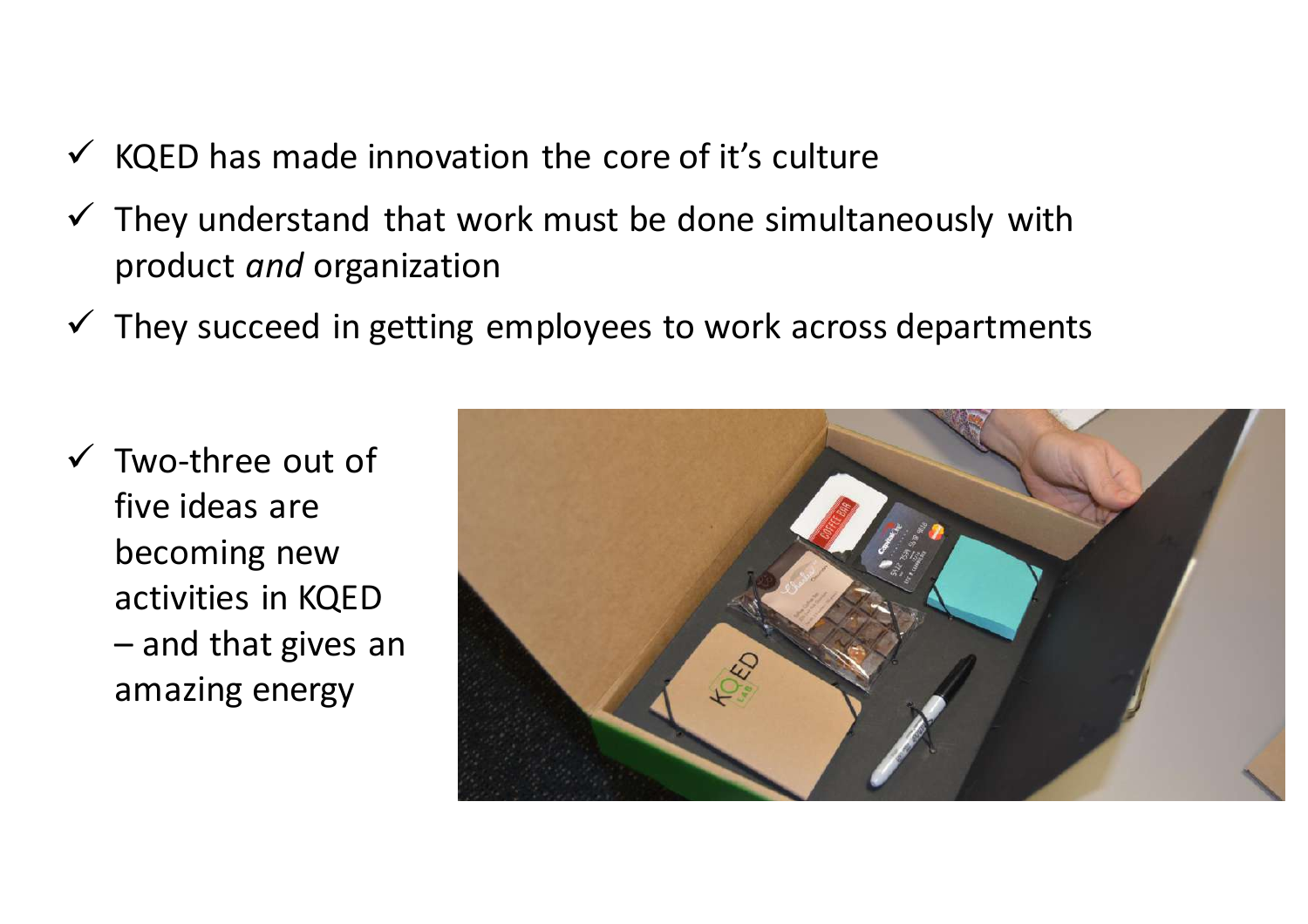- ✓ KQED has made innovation the core of it's culture
- ✓ They understand that work must be done simultaneously with product *and* organization
- ✓ They succeed in getting employees to work across departments

- ✓ Two-three out of five ideas are becoming new activities in KQED – and that gives an amazing energy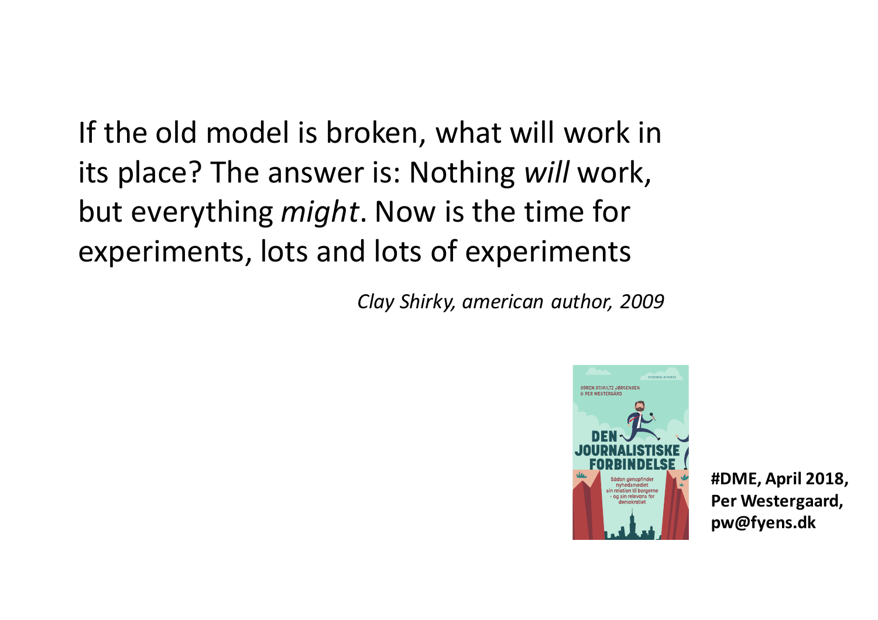If the old model is broken, what will work in its place? The answer is: Nothing *will* work, but everything *might*. Now is the time for experiments, lots and lots of experiments

*Clay Shirky, american author, 2009*

**#DME, April 2018, Per Westergaard, pw@fyens.dk**